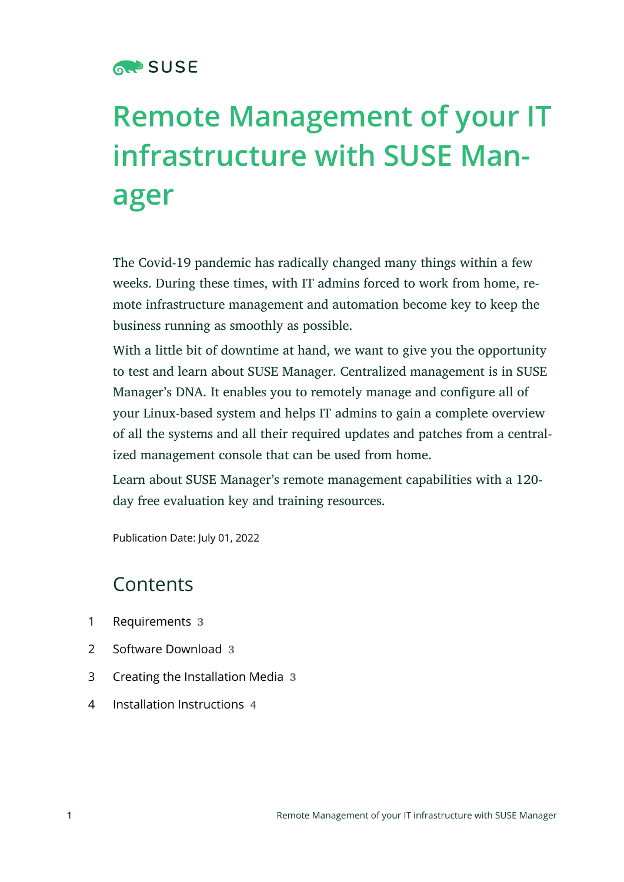# Remote Management of your IT infrastructure with SUSE Manager

The Covid-19 pandemic has radically changed many things within a few weeks. During these times, with IT admins forced to work from home, remote infrastructure management and automation become key to keep the business running as smoothly as possible.

With a little bit of downtime at hand, we want to give you the opportunity to test and learn about SUSE Manager. Centralized management is in SUSE Manager's DNA. It enables you to remotely manage and configure all of your Linux-based system and helps IT admins to gain a complete overview of all the systems and all their required updates and patches from a centralized management console that can be used from home.

Learn about SUSE Manager's remote management capabilities with a 120-day free evaluation key and training resources.

Publication Date: July 01, 2022

## Contents

1 Requirements 3

2 Software Download 3

3 Creating the Installation Media 3

4 Installation Instructions 4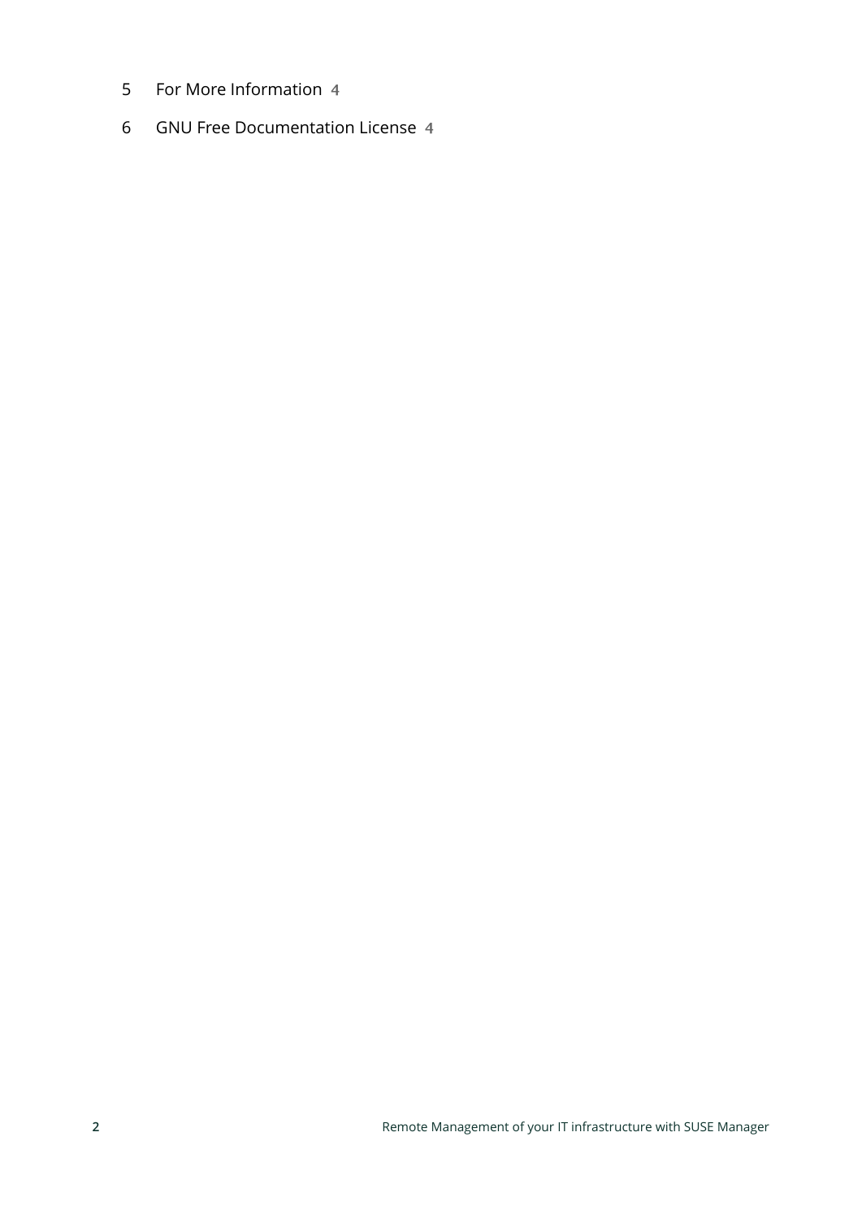5 For More Information 4

6 GNU Free Documentation License 4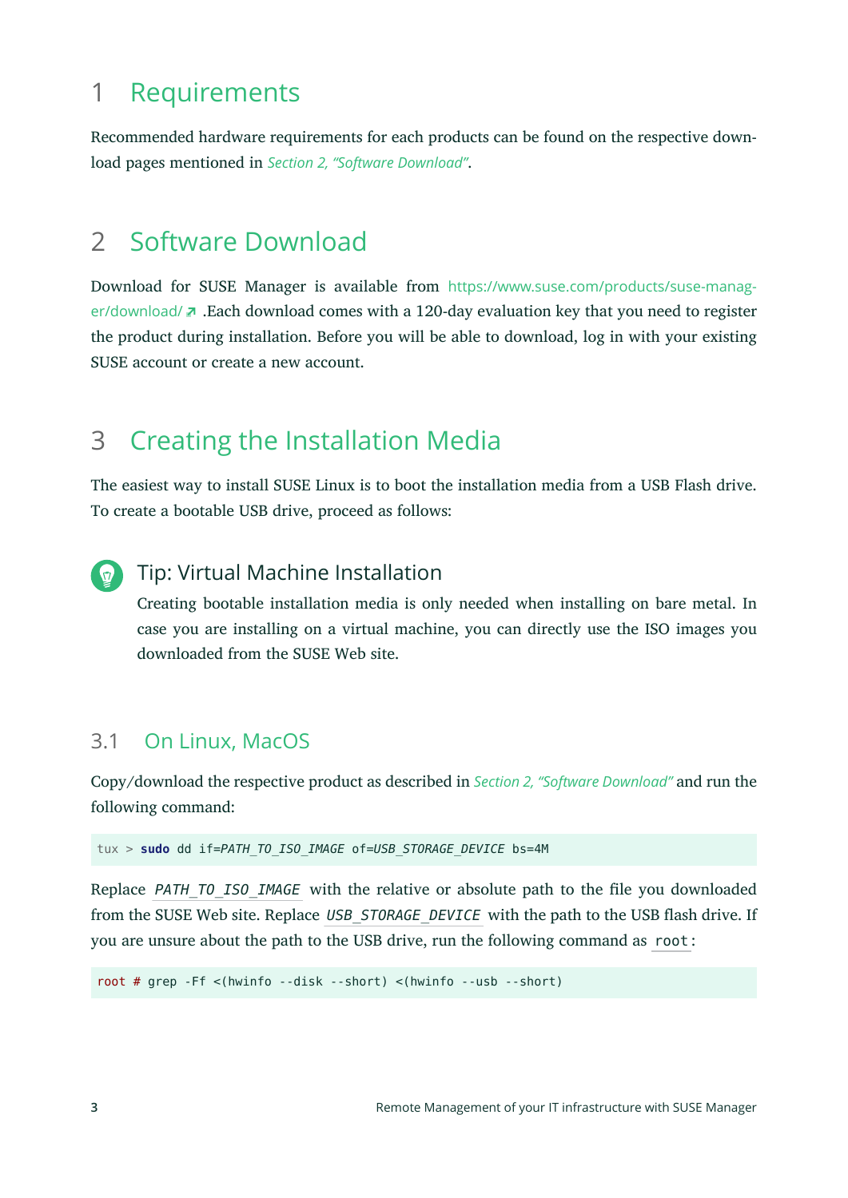# 1 Requirements

Recommended hardware requirements for each products can be found on the respective download pages mentioned in *Section 2, "Software Download"*.

# 2 Software Download

Download for SUSE Manager is available from https://www.suse.com/products/suse-manager/download/ .Each download comes with a 120-day evaluation key that you need to register the product during installation. Before you will be able to download, log in with your existing SUSE account or create a new account.

# 3 Creating the Installation Media

The easiest way to install SUSE Linux is to boot the installation media from a USB Flash drive. To create a bootable USB drive, proceed as follows:

> **Tip: Virtual Machine Installation**
>
> Creating bootable installation media is only needed when installing on bare metal. In case you are installing on a virtual machine, you can directly use the ISO images you downloaded from the SUSE Web site.

## 3.1 On Linux, MacOS

Copy/download the respective product as described in *Section 2, "Software Download"* and run the following command:

```
tux > sudo dd if=PATH_TO_ISO_IMAGE of=USB_STORAGE_DEVICE bs=4M
```

Replace `PATH_TO_ISO_IMAGE` with the relative or absolute path to the file you downloaded from the SUSE Web site. Replace `USB_STORAGE_DEVICE` with the path to the USB flash drive. If you are unsure about the path to the USB drive, run the following command as `root`:

```
root # grep -Ff <(hwinfo --disk --short) <(hwinfo --usb --short)
```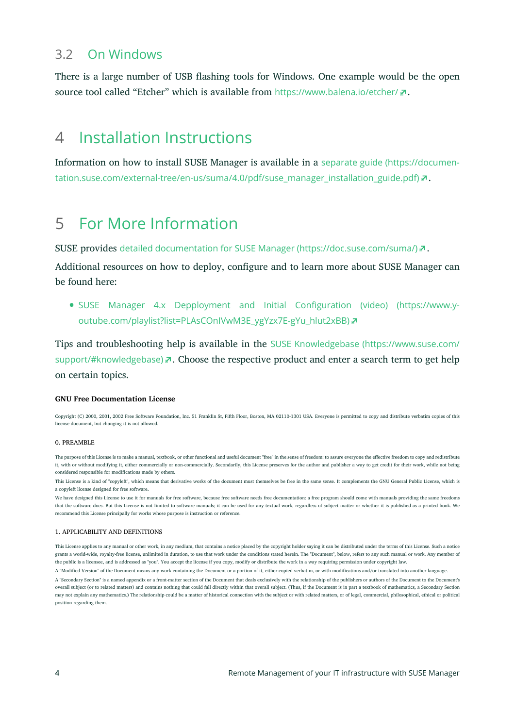## 3.2 On Windows

There is a large number of USB flashing tools for Windows. One example would be the open source tool called "Etcher" which is available from https://www.balena.io/etcher/.

# 4 Installation Instructions

Information on how to install SUSE Manager is available in a separate guide (https://documentation.suse.com/external-tree/en-us/suma/4.0/pdf/suse_manager_installation_guide.pdf).

# 5 For More Information

SUSE provides detailed documentation for SUSE Manager (https://doc.suse.com/suma/).

Additional resources on how to deploy, configure and to learn more about SUSE Manager can be found here:

- SUSE Manager 4.x Depployment and Initial Configuration (video) (https://www.youtube.com/playlist?list=PLAsCOnIVwM3E_ygYzx7E-gYu_hlut2xBB)

Tips and troubleshooting help is available in the SUSE Knowledgebase (https://www.suse.com/support/#knowledgebase). Choose the respective product and enter a search term to get help on certain topics.

**GNU Free Documentation License**

Copyright (C) 2000, 2001, 2002 Free Software Foundation, Inc. 51 Franklin St, Fifth Floor, Boston, MA 02110-1301 USA. Everyone is permitted to copy and distribute verbatim copies of this license document, but changing it is not allowed.

0. PREAMBLE

The purpose of this License is to make a manual, textbook, or other functional and useful document "free" in the sense of freedom: to assure everyone the effective freedom to copy and redistribute it, with or without modifying it, either commercially or non-commercially. Secondarily, this License preserves for the author and publisher a way to get credit for their work, while not being considered responsible for modifications made by others.

This License is a kind of "copyleft", which means that derivative works of the document must themselves be free in the same sense. It complements the GNU General Public License, which is a copyleft license designed for free software.

We have designed this License to use it for manuals for free software, because free software needs free documentation: a free program should come with manuals providing the same freedoms that the software does. But this License is not limited to software manuals; it can be used for any textual work, regardless of subject matter or whether it is published as a printed book. We recommend this License principally for works whose purpose is instruction or reference.

1. APPLICABILITY AND DEFINITIONS

This License applies to any manual or other work, in any medium, that contains a notice placed by the copyright holder saying it can be distributed under the terms of this License. Such a notice grants a world-wide, royalty-free license, unlimited in duration, to use that work under the conditions stated herein. The "Document", below, refers to any such manual or work. Any member of the public is a licensee, and is addressed as "you". You accept the license if you copy, modify or distribute the work in a way requiring permission under copyright law.

A "Modified Version" of the Document means any work containing the Document or a portion of it, either copied verbatim, or with modifications and/or translated into another language.

A "Secondary Section" is a named appendix or a front-matter section of the Document that deals exclusively with the relationship of the publishers or authors of the Document to the Document's overall subject (or to related matters) and contains nothing that could fall directly within that overall subject. (Thus, if the Document is in part a textbook of mathematics, a Secondary Section may not explain any mathematics.) The relationship could be a matter of historical connection with the subject or with related matters, or of legal, commercial, philosophical, ethical or political position regarding them.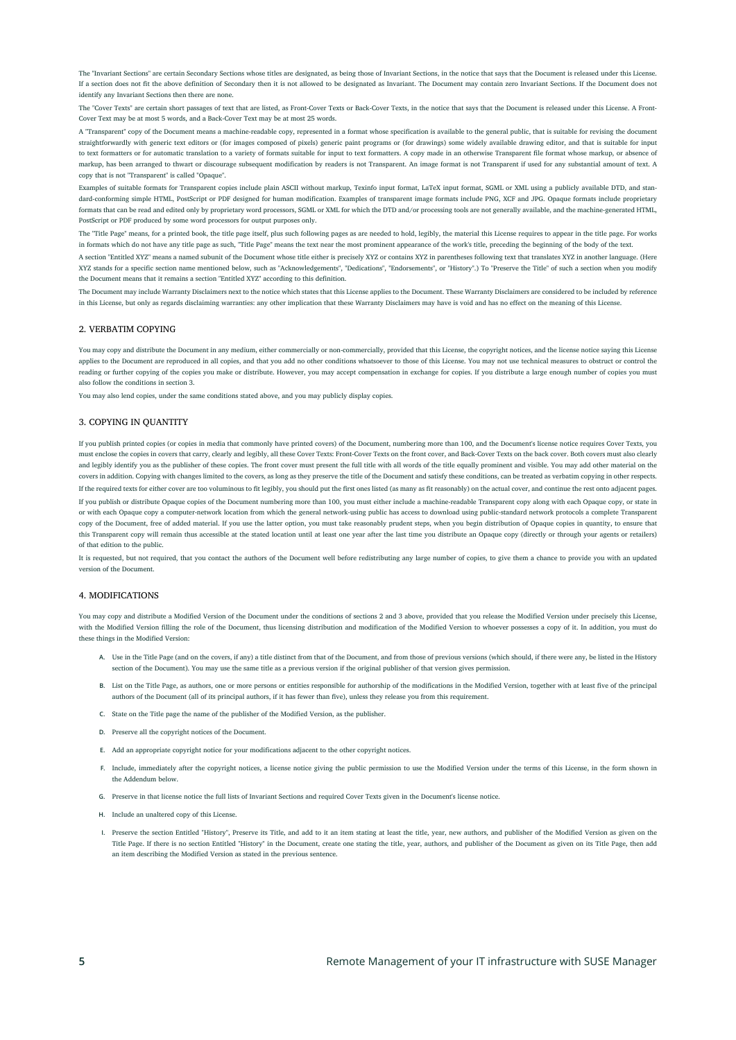The "Invariant Sections" are certain Secondary Sections whose titles are designated, as being those of Invariant Sections, in the notice that says that the Document is released under this License. If a section does not fit the above definition of Secondary then it is not allowed to be designated as Invariant. The Document may contain zero Invariant Sections. If the Document does not identify any Invariant Sections then there are none.

The "Cover Texts" are certain short passages of text that are listed, as Front-Cover Texts or Back-Cover Texts, in the notice that says that the Document is released under this License. A Front-Cover Text may be at most 5 words, and a Back-Cover Text may be at most 25 words.

A "Transparent" copy of the Document means a machine-readable copy, represented in a format whose specification is available to the general public, that is suitable for revising the document straightforwardly with generic text editors or (for images composed of pixels) generic paint programs or (for drawings) some widely available drawing editor, and that is suitable for input to text formatters or for automatic translation to a variety of formats suitable for input to text formatters. A copy made in an otherwise Transparent file format whose markup, or absence of markup, has been arranged to thwart or discourage subsequent modification by readers is not Transparent. An image format is not Transparent if used for any substantial amount of text. A copy that is not "Transparent" is called "Opaque".

Examples of suitable formats for Transparent copies include plain ASCII without markup, Texinfo input format, LaTeX input format, SGML or XML using a publicly available DTD, and standard-conforming simple HTML, PostScript or PDF designed for human modification. Examples of transparent image formats include PNG, XCF and JPG. Opaque formats include proprietary formats that can be read and edited only by proprietary word processors, SGML or XML for which the DTD and/or processing tools are not generally available, and the machine-generated HTML, PostScript or PDF produced by some word processors for output purposes only.

The "Title Page" means, for a printed book, the title page itself, plus such following pages as are needed to hold, legibly, the material this License requires to appear in the title page. For works in formats which do not have any title page as such, "Title Page" means the text near the most prominent appearance of the work's title, preceding the beginning of the body of the text.

A section "Entitled XYZ" means a named subunit of the Document whose title either is precisely XYZ or contains XYZ in parentheses following text that translates XYZ in another language. (Here XYZ stands for a specific section name mentioned below, such as "Acknowledgements", "Dedications", "Endorsements", or "History".) To "Preserve the Title" of such a section when you modify the Document means that it remains a section "Entitled XYZ" according to this definition.

The Document may include Warranty Disclaimers next to the notice which states that this License applies to the Document. These Warranty Disclaimers are considered to be included by reference in this License, but only as regards disclaiming warranties: any other implication that these Warranty Disclaimers may have is void and has no effect on the meaning of this License.

## 2. VERBATIM COPYING

You may copy and distribute the Document in any medium, either commercially or non-commercially, provided that this License, the copyright notices, and the license notice saying this License applies to the Document are reproduced in all copies, and that you add no other conditions whatsoever to those of this License. You may not use technical measures to obstruct or control the reading or further copying of the copies you make or distribute. However, you may accept compensation in exchange for copies. If you distribute a large enough number of copies you must also follow the conditions in section 3.

You may also lend copies, under the same conditions stated above, and you may publicly display copies.

## 3. COPYING IN QUANTITY

If you publish printed copies (or copies in media that commonly have printed covers) of the Document, numbering more than 100, and the Document's license notice requires Cover Texts, you must enclose the copies in covers that carry, clearly and legibly, all these Cover Texts: Front-Cover Texts on the front cover, and Back-Cover Texts on the back cover. Both covers must also clearly and legibly identify you as the publisher of these copies. The front cover must present the full title with all words of the title equally prominent and visible. You may add other material on the covers in addition. Copying with changes limited to the covers, as long as they preserve the title of the Document and satisfy these conditions, can be treated as verbatim copying in other respects.

If the required texts for either cover are too voluminous to fit legibly, you should put the first ones listed (as many as fit reasonably) on the actual cover, and continue the rest onto adjacent pages.

If you publish or distribute Opaque copies of the Document numbering more than 100, you must either include a machine-readable Transparent copy along with each Opaque copy, or state in or with each Opaque copy a computer-network location from which the general network-using public has access to download using public-standard network protocols a complete Transparent copy of the Document, free of added material. If you use the latter option, you must take reasonably prudent steps, when you begin distribution of Opaque copies in quantity, to ensure that this Transparent copy will remain thus accessible at the stated location until at least one year after the last time you distribute an Opaque copy (directly or through your agents or retailers) of that edition to the public.

It is requested, but not required, that you contact the authors of the Document well before redistributing any large number of copies, to give them a chance to provide you with an updated version of the Document.

## 4. MODIFICATIONS

You may copy and distribute a Modified Version of the Document under the conditions of sections 2 and 3 above, provided that you release the Modified Version under precisely this License, with the Modified Version filling the role of the Document, thus licensing distribution and modification of the Modified Version to whoever possesses a copy of it. In addition, you must do these things in the Modified Version:

A. Use in the Title Page (and on the covers, if any) a title distinct from that of the Document, and from those of previous versions (which should, if there were any, be listed in the History section of the Document). You may use the same title as a previous version if the original publisher of that version gives permission.

B. List on the Title Page, as authors, one or more persons or entities responsible for authorship of the modifications in the Modified Version, together with at least five of the principal authors of the Document (all of its principal authors, if it has fewer than five), unless they release you from this requirement.

C. State on the Title page the name of the publisher of the Modified Version, as the publisher.

D. Preserve all the copyright notices of the Document.

E. Add an appropriate copyright notice for your modifications adjacent to the other copyright notices.

F. Include, immediately after the copyright notices, a license notice giving the public permission to use the Modified Version under the terms of this License, in the form shown in the Addendum below.

G. Preserve in that license notice the full lists of Invariant Sections and required Cover Texts given in the Document's license notice.

H. Include an unaltered copy of this License.

I. Preserve the section Entitled "History", Preserve its Title, and add to it an item stating at least the title, year, new authors, and publisher of the Modified Version as given on the Title Page. If there is no section Entitled "History" in the Document, create one stating the title, year, authors, and publisher of the Document as given on its Title Page, then add an item describing the Modified Version as stated in the previous sentence.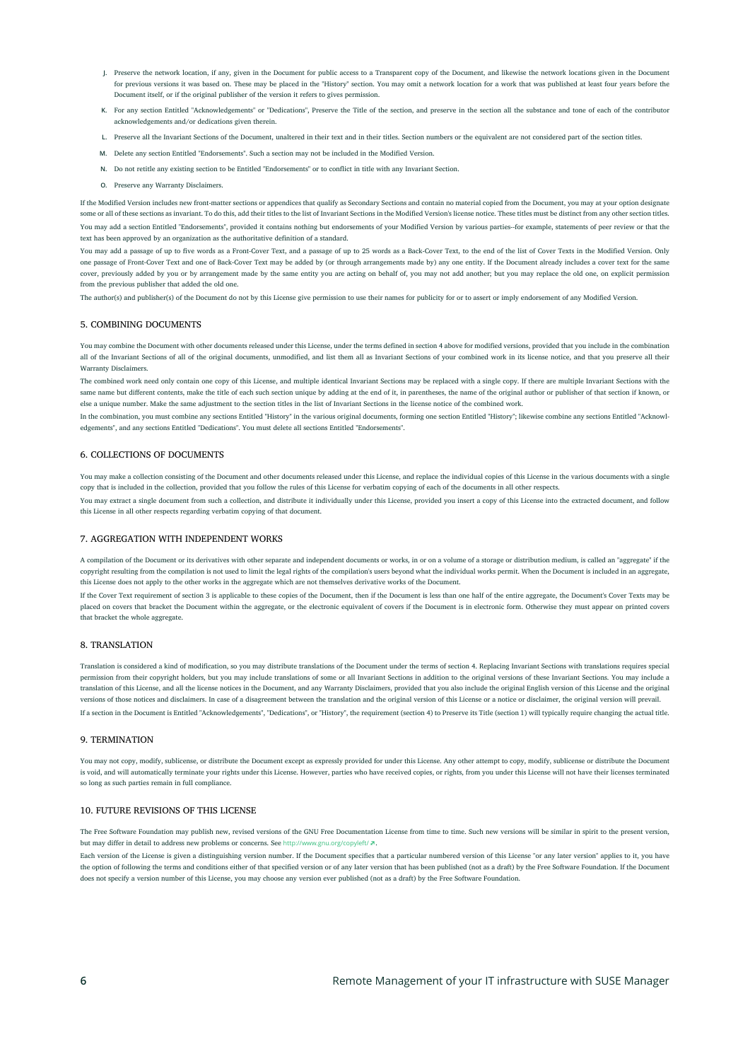J. Preserve the network location, if any, given in the Document for public access to a Transparent copy of the Document, and likewise the network locations given in the Document for previous versions it was based on. These may be placed in the "History" section. You may omit a network location for a work that was published at least four years before the Document itself, or if the original publisher of the version it refers to gives permission.

K. For any section Entitled "Acknowledgements" or "Dedications", Preserve the Title of the section, and preserve in the section all the substance and tone of each of the contributor acknowledgements and/or dedications given therein.

L. Preserve all the Invariant Sections of the Document, unaltered in their text and in their titles. Section numbers or the equivalent are not considered part of the section titles.

M. Delete any section Entitled "Endorsements". Such a section may not be included in the Modified Version.

N. Do not retitle any existing section to be Entitled "Endorsements" or to conflict in title with any Invariant Section.

O. Preserve any Warranty Disclaimers.

If the Modified Version includes new front-matter sections or appendices that qualify as Secondary Sections and contain no material copied from the Document, you may at your option designate some or all of these sections as invariant. To do this, add their titles to the list of Invariant Sections in the Modified Version's license notice. These titles must be distinct from any other section titles.

You may add a section Entitled "Endorsements", provided it contains nothing but endorsements of your Modified Version by various parties--for example, statements of peer review or that the text has been approved by an organization as the authoritative definition of a standard.

You may add a passage of up to five words as a Front-Cover Text, and a passage of up to 25 words as a Back-Cover Text, to the end of the list of Cover Texts in the Modified Version. Only one passage of Front-Cover Text and one of Back-Cover Text may be added by (or through arrangements made by) any one entity. If the Document already includes a cover text for the same cover, previously added by you or by arrangement made by the same entity you are acting on behalf of, you may not add another; but you may replace the old one, on explicit permission from the previous publisher that added the old one.

The author(s) and publisher(s) of the Document do not by this License give permission to use their names for publicity for or to assert or imply endorsement of any Modified Version.

## 5. COMBINING DOCUMENTS

You may combine the Document with other documents released under this License, under the terms defined in section 4 above for modified versions, provided that you include in the combination all of the Invariant Sections of all of the original documents, unmodified, and list them all as Invariant Sections of your combined work in its license notice, and that you preserve all their Warranty Disclaimers.

The combined work need only contain one copy of this License, and multiple identical Invariant Sections may be replaced with a single copy. If there are multiple Invariant Sections with the same name but different contents, make the title of each such section unique by adding at the end of it, in parentheses, the name of the original author or publisher of that section if known, or else a unique number. Make the same adjustment to the section titles in the list of Invariant Sections in the license notice of the combined work.

In the combination, you must combine any sections Entitled "History" in the various original documents, forming one section Entitled "History"; likewise combine any sections Entitled "Acknowledgements", and any sections Entitled "Dedications". You must delete all sections Entitled "Endorsements".

## 6. COLLECTIONS OF DOCUMENTS

You may make a collection consisting of the Document and other documents released under this License, and replace the individual copies of this License in the various documents with a single copy that is included in the collection, provided that you follow the rules of this License for verbatim copying of each of the documents in all other respects.

You may extract a single document from such a collection, and distribute it individually under this License, provided you insert a copy of this License into the extracted document, and follow this License in all other respects regarding verbatim copying of that document.

## 7. AGGREGATION WITH INDEPENDENT WORKS

A compilation of the Document or its derivatives with other separate and independent documents or works, in or on a volume of a storage or distribution medium, is called an "aggregate" if the copyright resulting from the compilation is not used to limit the legal rights of the compilation's users beyond what the individual works permit. When the Document is included in an aggregate, this License does not apply to the other works in the aggregate which are not themselves derivative works of the Document.

If the Cover Text requirement of section 3 is applicable to these copies of the Document, then if the Document is less than one half of the entire aggregate, the Document's Cover Texts may be placed on covers that bracket the Document within the aggregate, or the electronic equivalent of covers if the Document is in electronic form. Otherwise they must appear on printed covers that bracket the whole aggregate.

## 8. TRANSLATION

Translation is considered a kind of modification, so you may distribute translations of the Document under the terms of section 4. Replacing Invariant Sections with translations requires special permission from their copyright holders, but you may include translations of some or all Invariant Sections in addition to the original versions of these Invariant Sections. You may include a translation of this License, and all the license notices in the Document, and any Warranty Disclaimers, provided that you also include the original English version of this License and the original versions of those notices and disclaimers. In case of a disagreement between the translation and the original version of this License or a notice or disclaimer, the original version will prevail.

If a section in the Document is Entitled "Acknowledgements", "Dedications", or "History", the requirement (section 4) to Preserve its Title (section 1) will typically require changing the actual title.

## 9. TERMINATION

You may not copy, modify, sublicense, or distribute the Document except as expressly provided for under this License. Any other attempt to copy, modify, sublicense or distribute the Document is void, and will automatically terminate your rights under this License. However, parties who have received copies, or rights, from you under this License will not have their licenses terminated so long as such parties remain in full compliance.

## 10. FUTURE REVISIONS OF THIS LICENSE

The Free Software Foundation may publish new, revised versions of the GNU Free Documentation License from time to time. Such new versions will be similar in spirit to the present version, but may differ in detail to address new problems or concerns. See http://www.gnu.org/copyleft/ ↗.

Each version of the License is given a distinguishing version number. If the Document specifies that a particular numbered version of this License "or any later version" applies to it, you have the option of following the terms and conditions either of that specified version or of any later version that has been published (not as a draft) by the Free Software Foundation. If the Document does not specify a version number of this License, you may choose any version ever published (not as a draft) by the Free Software Foundation.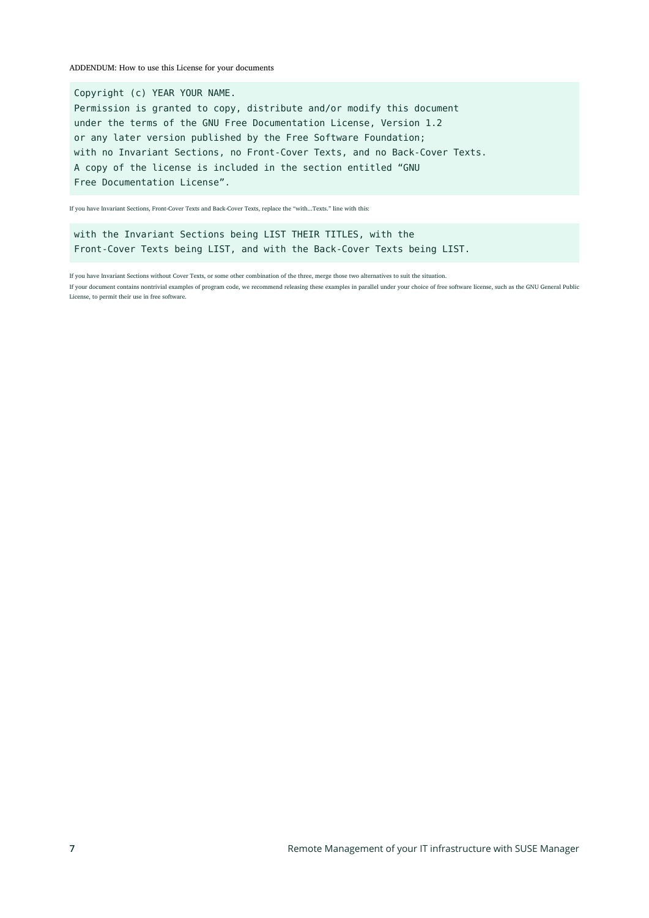ADDENDUM: How to use this License for your documents

```
Copyright (c) YEAR YOUR NAME.
Permission is granted to copy, distribute and/or modify this document
under the terms of the GNU Free Documentation License, Version 1.2
or any later version published by the Free Software Foundation;
with no Invariant Sections, no Front-Cover Texts, and no Back-Cover Texts.
A copy of the license is included in the section entitled "GNU
Free Documentation License".
```

If you have Invariant Sections, Front-Cover Texts and Back-Cover Texts, replace the "with...Texts." line with this:

```
with the Invariant Sections being LIST THEIR TITLES, with the
Front-Cover Texts being LIST, and with the Back-Cover Texts being LIST.
```

If you have Invariant Sections without Cover Texts, or some other combination of the three, merge those two alternatives to suit the situation.

If your document contains nontrivial examples of program code, we recommend releasing these examples in parallel under your choice of free software license, such as the GNU General Public License, to permit their use in free software.